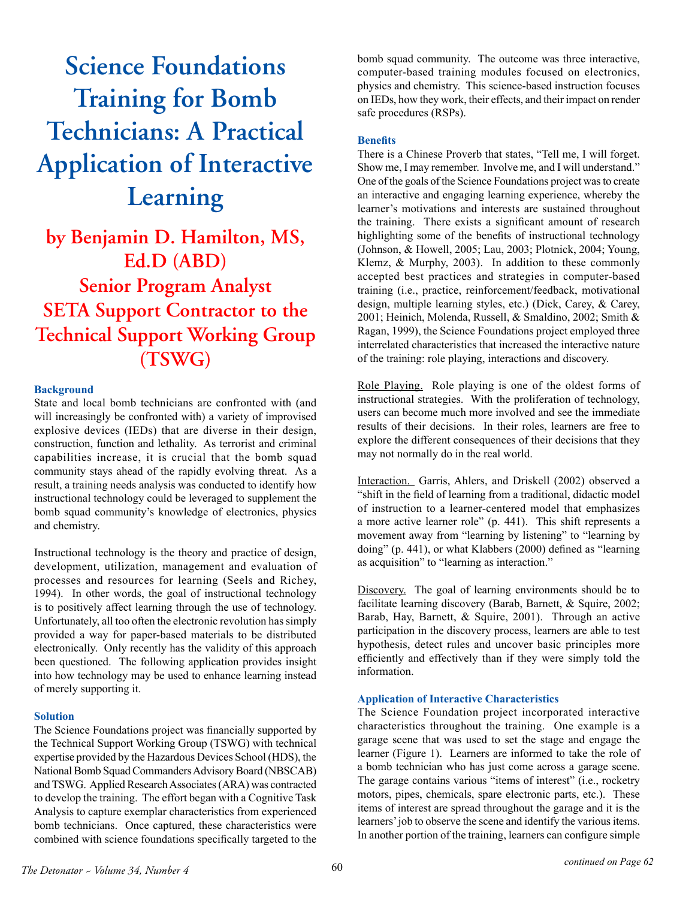# Science Foundations Training for Bomb Technicians: A Practical Application of Interactive Learning

## by Benjamin D. Hamilton, MS, Ed.D (ABD)
## Senior Program Analyst
## SETA Support Contractor to the Technical Support Working Group (TSWG)

### Background

State and local bomb technicians are confronted with (and will increasingly be confronted with) a variety of improvised explosive devices (IEDs) that are diverse in their design, construction, function and lethality. As terrorist and criminal capabilities increase, it is crucial that the bomb squad community stays ahead of the rapidly evolving threat. As a result, a training needs analysis was conducted to identify how instructional technology could be leveraged to supplement the bomb squad community's knowledge of electronics, physics and chemistry.

Instructional technology is the theory and practice of design, development, utilization, management and evaluation of processes and resources for learning (Seels and Richey, 1994). In other words, the goal of instructional technology is to positively affect learning through the use of technology. Unfortunately, all too often the electronic revolution has simply provided a way for paper-based materials to be distributed electronically. Only recently has the validity of this approach been questioned. The following application provides insight into how technology may be used to enhance learning instead of merely supporting it.

### Solution

The Science Foundations project was financially supported by the Technical Support Working Group (TSWG) with technical expertise provided by the Hazardous Devices School (HDS), the National Bomb Squad Commanders Advisory Board (NBSCAB) and TSWG. Applied Research Associates (ARA) was contracted to develop the training. The effort began with a Cognitive Task Analysis to capture exemplar characteristics from experienced bomb technicians. Once captured, these characteristics were combined with science foundations specifically targeted to the bomb squad community. The outcome was three interactive, computer-based training modules focused on electronics, physics and chemistry. This science-based instruction focuses on IEDs, how they work, their effects, and their impact on render safe procedures (RSPs).

### Benefits

There is a Chinese Proverb that states, "Tell me, I will forget. Show me, I may remember. Involve me, and I will understand." One of the goals of the Science Foundations project was to create an interactive and engaging learning experience, whereby the learner's motivations and interests are sustained throughout the training. There exists a significant amount of research highlighting some of the benefits of instructional technology (Johnson, & Howell, 2005; Lau, 2003; Plotnick, 2004; Young, Klemz, & Murphy, 2003). In addition to these commonly accepted best practices and strategies in computer-based training (i.e., practice, reinforcement/feedback, motivational design, multiple learning styles, etc.) (Dick, Carey, & Carey, 2001; Heinich, Molenda, Russell, & Smaldino, 2002; Smith & Ragan, 1999), the Science Foundations project employed three interrelated characteristics that increased the interactive nature of the training: role playing, interactions and discovery.

Role Playing. Role playing is one of the oldest forms of instructional strategies. With the proliferation of technology, users can become much more involved and see the immediate results of their decisions. In their roles, learners are free to explore the different consequences of their decisions that they may not normally do in the real world.

Interaction. Garris, Ahlers, and Driskell (2002) observed a "shift in the field of learning from a traditional, didactic model of instruction to a learner-centered model that emphasizes a more active learner role" (p. 441). This shift represents a movement away from "learning by listening" to "learning by doing" (p. 441), or what Klabbers (2000) defined as "learning as acquisition" to "learning as interaction."

Discovery. The goal of learning environments should be to facilitate learning discovery (Barab, Barnett, & Squire, 2002; Barab, Hay, Barnett, & Squire, 2001). Through an active participation in the discovery process, learners are able to test hypothesis, detect rules and uncover basic principles more efficiently and effectively than if they were simply told the information.

### Application of Interactive Characteristics

The Science Foundation project incorporated interactive characteristics throughout the training. One example is a garage scene that was used to set the stage and engage the learner (Figure 1). Learners are informed to take the role of a bomb technician who has just come across a garage scene. The garage contains various "items of interest" (i.e., rocketry motors, pipes, chemicals, spare electronic parts, etc.). These items of interest are spread throughout the garage and it is the learners' job to observe the scene and identify the various items. In another portion of the training, learners can configure simple

*continued on Page 62*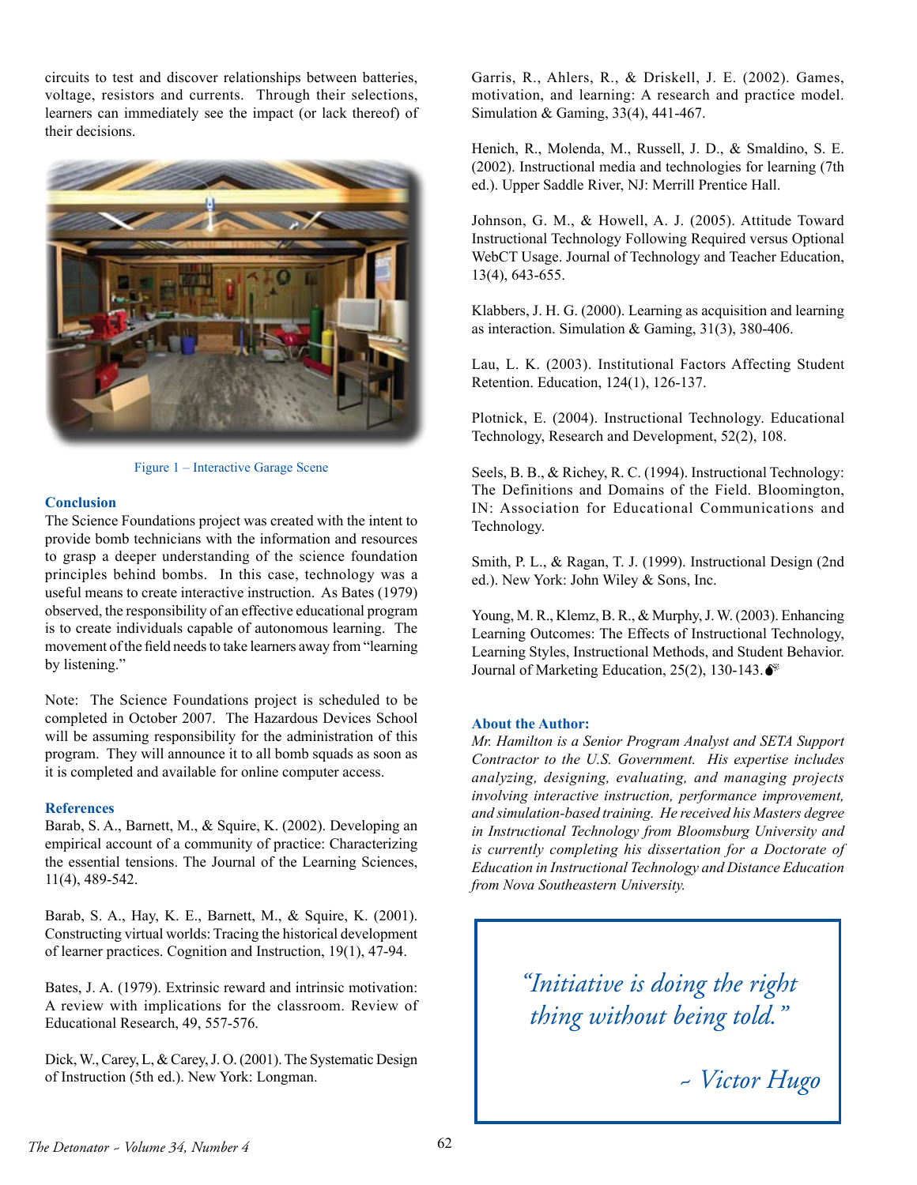circuits to test and discover relationships between batteries, voltage, resistors and currents. Through their selections, learners can immediately see the impact (or lack thereof) of their decisions.

Figure 1 – Interactive Garage Scene

### Conclusion

The Science Foundations project was created with the intent to provide bomb technicians with the information and resources to grasp a deeper understanding of the science foundation principles behind bombs. In this case, technology was a useful means to create interactive instruction. As Bates (1979) observed, the responsibility of an effective educational program is to create individuals capable of autonomous learning. The movement of the field needs to take learners away from "learning by listening."

Note: The Science Foundations project is scheduled to be completed in October 2007. The Hazardous Devices School will be assuming responsibility for the administration of this program. They will announce it to all bomb squads as soon as it is completed and available for online computer access.

### References

Barab, S. A., Barnett, M., & Squire, K. (2002). Developing an empirical account of a community of practice: Characterizing the essential tensions. The Journal of the Learning Sciences, 11(4), 489-542.

Barab, S. A., Hay, K. E., Barnett, M., & Squire, K. (2001). Constructing virtual worlds: Tracing the historical development of learner practices. Cognition and Instruction, 19(1), 47-94.

Bates, J. A. (1979). Extrinsic reward and intrinsic motivation: A review with implications for the classroom. Review of Educational Research, 49, 557-576.

Dick, W., Carey, L, & Carey, J. O. (2001). The Systematic Design of Instruction (5th ed.). New York: Longman.

Garris, R., Ahlers, R., & Driskell, J. E. (2002). Games, motivation, and learning: A research and practice model. Simulation & Gaming, 33(4), 441-467.

Henich, R., Molenda, M., Russell, J. D., & Smaldino, S. E. (2002). Instructional media and technologies for learning (7th ed.). Upper Saddle River, NJ: Merrill Prentice Hall.

Johnson, G. M., & Howell, A. J. (2005). Attitude Toward Instructional Technology Following Required versus Optional WebCT Usage. Journal of Technology and Teacher Education, 13(4), 643-655.

Klabbers, J. H. G. (2000). Learning as acquisition and learning as interaction. Simulation & Gaming, 31(3), 380-406.

Lau, L. K. (2003). Institutional Factors Affecting Student Retention. Education, 124(1), 126-137.

Plotnick, E. (2004). Instructional Technology. Educational Technology, Research and Development, 52(2), 108.

Seels, B. B., & Richey, R. C. (1994). Instructional Technology: The Definitions and Domains of the Field. Bloomington, IN: Association for Educational Communications and Technology.

Smith, P. L., & Ragan, T. J. (1999). Instructional Design (2nd ed.). New York: John Wiley & Sons, Inc.

Young, M. R., Klemz, B. R., & Murphy, J. W. (2003). Enhancing Learning Outcomes: The Effects of Instructional Technology, Learning Styles, Instructional Methods, and Student Behavior. Journal of Marketing Education, 25(2), 130-143.

### About the Author:

*Mr. Hamilton is a Senior Program Analyst and SETA Support Contractor to the U.S. Government. His expertise includes analyzing, designing, evaluating, and managing projects involving interactive instruction, performance improvement, and simulation-based training. He received his Masters degree in Instructional Technology from Bloomsburg University and is currently completing his dissertation for a Doctorate of Education in Instructional Technology and Distance Education from Nova Southeastern University.*

*"Initiative is doing the right thing without being told."*

*~ Victor Hugo*